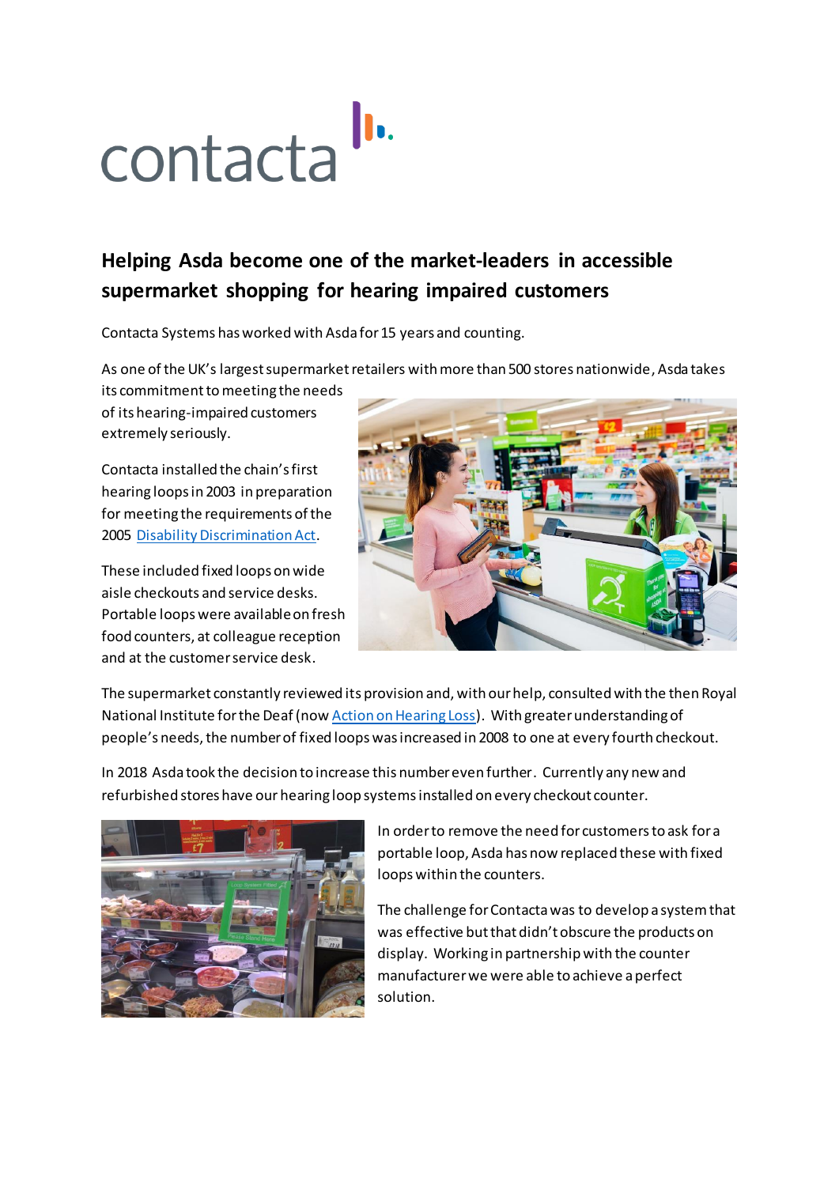contacta

## Helping Asda become one of the market-leaders in accessible supermarket shopping for hearing impaired customers

Contacta Systems has worked with Asda for 15 years and counting.

As one of the UK's largest supermarket retailers with more than 500 stores nationwide, Asda takes its commitment to meeting the needs of its hearing-impaired customers extremely seriously.

Contacta installed the chain's first hearing loops in 2003 in preparation for meeting the requirements of the 2005 [Disability Discrimination Act](#).

These included fixed loops on wide aisle checkouts and service desks. Portable loops were available on fresh food counters, at colleague reception and at the customer service desk.

The supermarket constantly reviewed its provision and, with our help, consulted with the then Royal National Institute for the Deaf (now [Action on Hearing Loss](#)). With greater understanding of people's needs, the number of fixed loops was increased in 2008 to one at every fourth checkout.

In 2018 Asda took the decision to increase this number even further. Currently any new and refurbished stores have our hearing loop systems installed on every checkout counter.

In order to remove the need for customers to ask for a portable loop, Asda has now replaced these with fixed loops within the counters.

The challenge for Contacta was to develop a system that was effective but that didn't obscure the products on display. Working in partnership with the counter manufacturer we were able to achieve a perfect solution.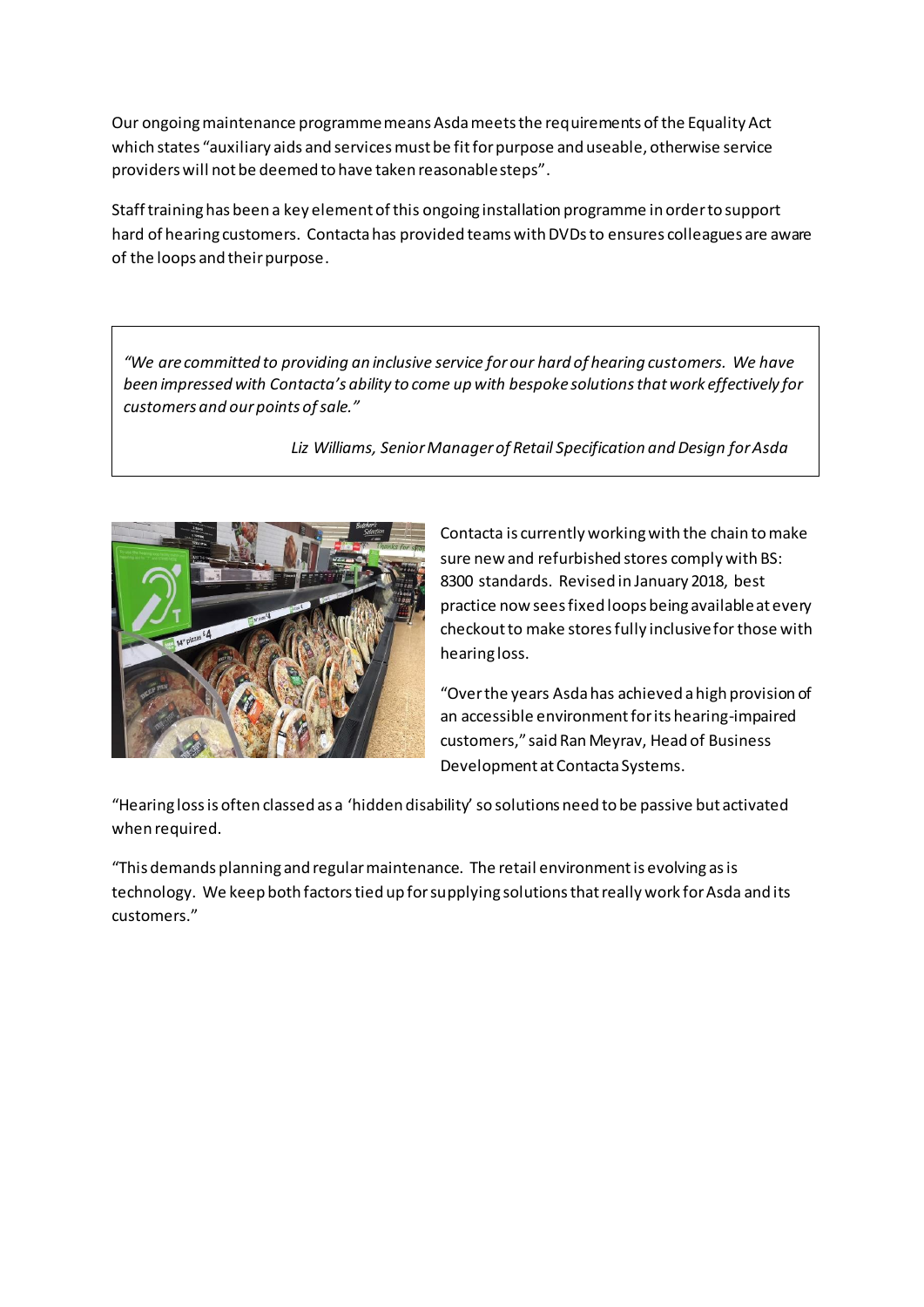Our ongoing maintenance programme means Asda meets the requirements of the Equality Act which states "auxiliary aids and services must be fit for purpose and useable, otherwise service providers will not be deemed to have taken reasonable steps".

Staff training has been a key element of this ongoing installation programme in order to support hard of hearing customers. Contacta has provided teams with DVDs to ensures colleagues are aware of the loops and their purpose.

> *"We are committed to providing an inclusive service for our hard of hearing customers. We have been impressed with Contacta's ability to come up with bespoke solutions that work effectively for customers and our points of sale."*
>
> *Liz Williams, Senior Manager of Retail Specification and Design for Asda*

Contacta is currently working with the chain to make sure new and refurbished stores comply with BS: 8300 standards. Revised in January 2018, best practice now sees fixed loops being available at every checkout to make stores fully inclusive for those with hearing loss.

"Over the years Asda has achieved a high provision of an accessible environment for its hearing-impaired customers," said Ran Meyrav, Head of Business Development at Contacta Systems.

"Hearing loss is often classed as a 'hidden disability' so solutions need to be passive but activated when required.

"This demands planning and regular maintenance. The retail environment is evolving as is technology. We keep both factors tied up for supplying solutions that really work for Asda and its customers."